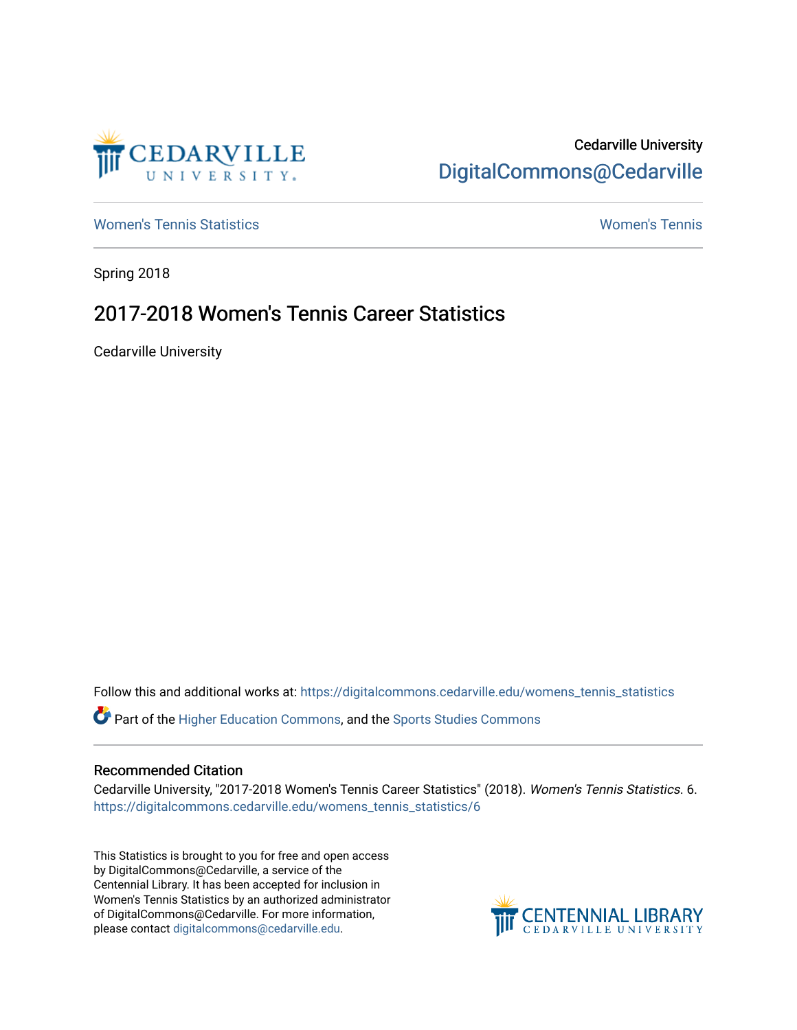Cedarville University

DigitalCommons@Cedarville

Women's Tennis Statistics

Women's Tennis

Spring 2018

# 2017-2018 Women's Tennis Career Statistics

Cedarville University

Follow this and additional works at: https://digitalcommons.cedarville.edu/womens_tennis_statistics

Part of the Higher Education Commons, and the Sports Studies Commons

## Recommended Citation

Cedarville University, "2017-2018 Women's Tennis Career Statistics" (2018). *Women's Tennis Statistics*. 6. https://digitalcommons.cedarville.edu/womens_tennis_statistics/6

This Statistics is brought to you for free and open access by DigitalCommons@Cedarville, a service of the Centennial Library. It has been accepted for inclusion in Women's Tennis Statistics by an authorized administrator of DigitalCommons@Cedarville. For more information, please contact digitalcommons@cedarville.edu.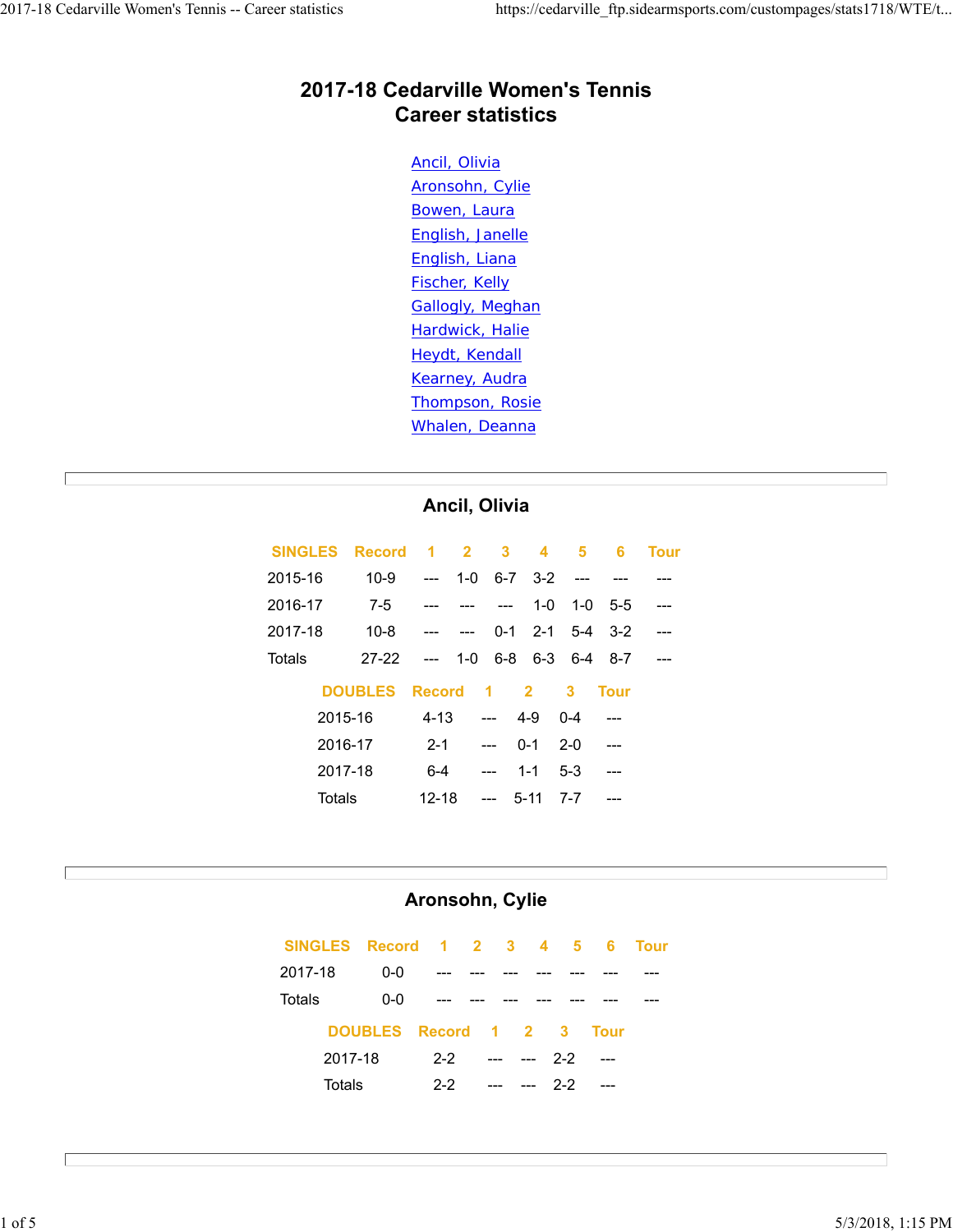# 2017-18 Cedarville Women's Tennis
# Career statistics

- Ancil, Olivia
- Aronsohn, Cylie
- Bowen, Laura
- English, Janelle
- English, Liana
- Fischer, Kelly
- Gallogly, Meghan
- Hardwick, Halie
- Heydt, Kendall
- Kearney, Audra
- Thompson, Rosie
- Whalen, Deanna

---

## Ancil, Olivia

| SINGLES | Record | 1 | 2 | 3 | 4 | 5 | 6 | Tour |
|---|---|---|---|---|---|---|---|---|
| 2015-16 | 10-9 | --- | 1-0 | 6-7 | 3-2 | --- | --- | --- |
| 2016-17 | 7-5 | --- | --- | --- | 1-0 | 1-0 | 5-5 | --- |
| 2017-18 | 10-8 | --- | --- | 0-1 | 2-1 | 5-4 | 3-2 | --- |
| Totals | 27-22 | --- | 1-0 | 6-8 | 6-3 | 6-4 | 8-7 | --- |

| DOUBLES | Record | 1 | 2 | 3 | Tour |
|---|---|---|---|---|---|
| 2015-16 | 4-13 | --- | 4-9 | 0-4 | --- |
| 2016-17 | 2-1 | --- | 0-1 | 2-0 | --- |
| 2017-18 | 6-4 | --- | 1-1 | 5-3 | --- |
| Totals | 12-18 | --- | 5-11 | 7-7 | --- |

---

## Aronsohn, Cylie

| SINGLES | Record | 1 | 2 | 3 | 4 | 5 | 6 | Tour |
|---|---|---|---|---|---|---|---|---|
| 2017-18 | 0-0 | --- | --- | --- | --- | --- | --- | --- |
| Totals | 0-0 | --- | --- | --- | --- | --- | --- | --- |

| DOUBLES | Record | 1 | 2 | 3 | Tour |
|---|---|---|---|---|---|
| 2017-18 | 2-2 | --- | --- | 2-2 | --- |
| Totals | 2-2 | --- | --- | 2-2 | --- |

---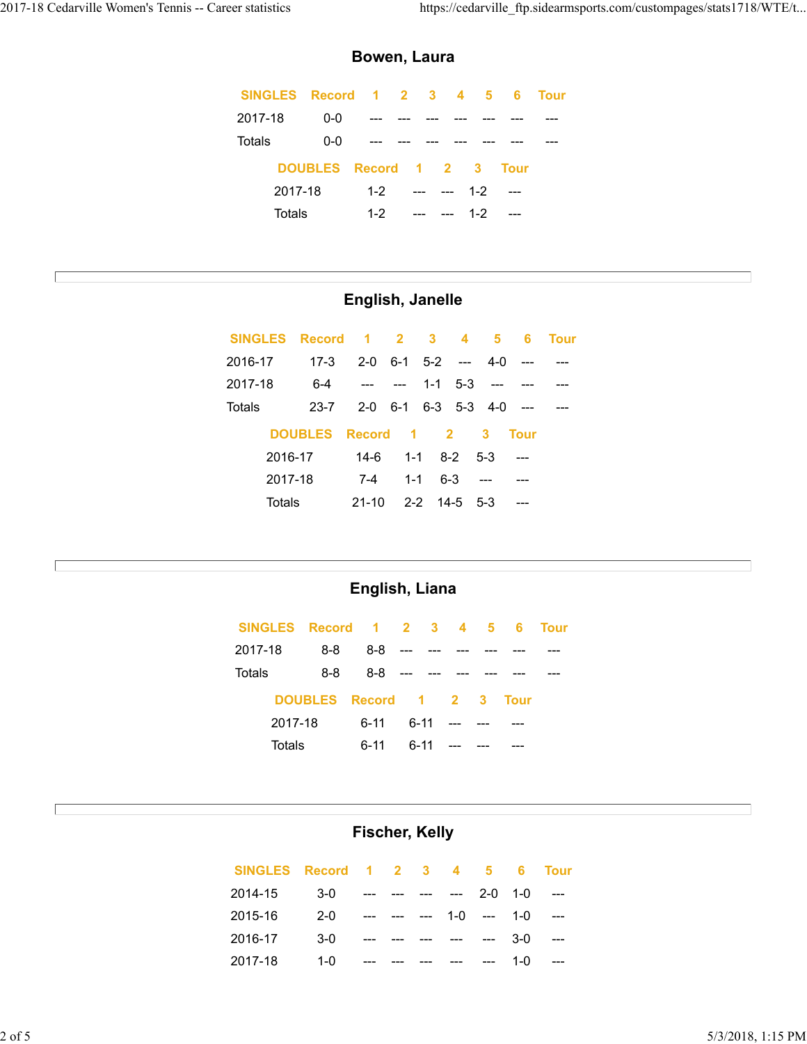## Bowen, Laura

| SINGLES | Record | 1 | 2 | 3 | 4 | 5 | 6 | Tour |
|---|---|---|---|---|---|---|---|---|
| 2017-18 | 0-0 | --- | --- | --- | --- | --- | --- | --- |
| Totals | 0-0 | --- | --- | --- | --- | --- | --- | --- |

| DOUBLES | Record | 1 | 2 | 3 | Tour |
|---|---|---|---|---|---|
| 2017-18 | 1-2 | --- | --- | 1-2 | --- |
| Totals | 1-2 | --- | --- | 1-2 | --- |

## English, Janelle

| SINGLES | Record | 1 | 2 | 3 | 4 | 5 | 6 | Tour |
|---|---|---|---|---|---|---|---|---|
| 2016-17 | 17-3 | 2-0 | 6-1 | 5-2 | --- | 4-0 | --- | --- |
| 2017-18 | 6-4 | --- | --- | 1-1 | 5-3 | --- | --- | --- |
| Totals | 23-7 | 2-0 | 6-1 | 6-3 | 5-3 | 4-0 | --- | --- |

| DOUBLES | Record | 1 | 2 | 3 | Tour |
|---|---|---|---|---|---|
| 2016-17 | 14-6 | 1-1 | 8-2 | 5-3 | --- |
| 2017-18 | 7-4 | 1-1 | 6-3 | --- | --- |
| Totals | 21-10 | 2-2 | 14-5 | 5-3 | --- |

## English, Liana

| SINGLES | Record | 1 | 2 | 3 | 4 | 5 | 6 | Tour |
|---|---|---|---|---|---|---|---|---|
| 2017-18 | 8-8 | 8-8 | --- | --- | --- | --- | --- | --- |
| Totals | 8-8 | 8-8 | --- | --- | --- | --- | --- | --- |

| DOUBLES | Record | 1 | 2 | 3 | Tour |
|---|---|---|---|---|---|
| 2017-18 | 6-11 | 6-11 | --- | --- | --- |
| Totals | 6-11 | 6-11 | --- | --- | --- |

## Fischer, Kelly

| SINGLES | Record | 1 | 2 | 3 | 4 | 5 | 6 | Tour |
|---|---|---|---|---|---|---|---|---|
| 2014-15 | 3-0 | --- | --- | --- | --- | 2-0 | 1-0 | --- |
| 2015-16 | 2-0 | --- | --- | --- | 1-0 | --- | 1-0 | --- |
| 2016-17 | 3-0 | --- | --- | --- | --- | --- | 3-0 | --- |
| 2017-18 | 1-0 | --- | --- | --- | --- | --- | 1-0 | --- |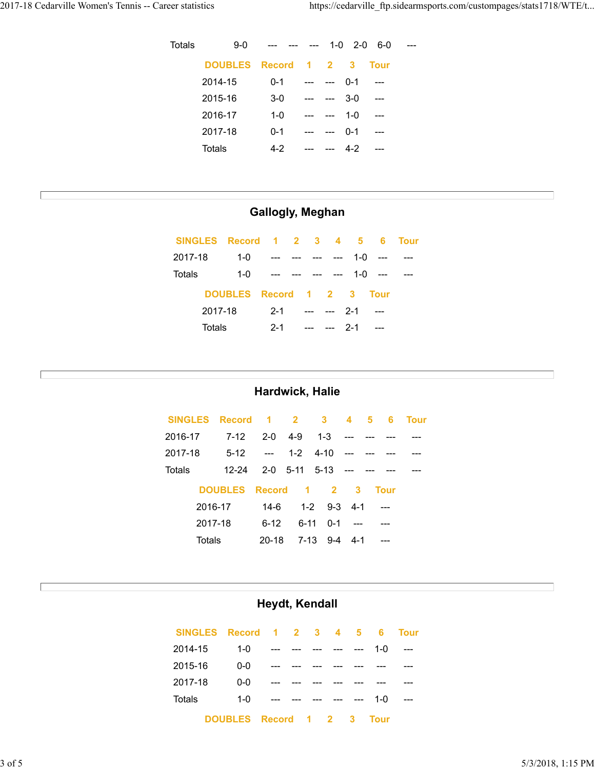| | | | | | | | | |
|---|---|---|---|---|---|---|---|---|
| Totals | 9-0 | --- | --- | --- | 1-0 | 2-0 | 6-0 | --- |

| DOUBLES | Record | 1 | 2 | 3 | Tour |
|---|---|---|---|---|---|
| 2014-15 | 0-1 | --- | --- | 0-1 | --- |
| 2015-16 | 3-0 | --- | --- | 3-0 | --- |
| 2016-17 | 1-0 | --- | --- | 1-0 | --- |
| 2017-18 | 0-1 | --- | --- | 0-1 | --- |
| Totals | 4-2 | --- | --- | 4-2 | --- |

## Gallogly, Meghan

| SINGLES | Record | 1 | 2 | 3 | 4 | 5 | 6 | Tour |
|---|---|---|---|---|---|---|---|---|
| 2017-18 | 1-0 | --- | --- | --- | --- | 1-0 | --- | --- |
| Totals | 1-0 | --- | --- | --- | --- | 1-0 | --- | --- |

| DOUBLES | Record | 1 | 2 | 3 | Tour |
|---|---|---|---|---|---|
| 2017-18 | 2-1 | --- | --- | 2-1 | --- |
| Totals | 2-1 | --- | --- | 2-1 | --- |

## Hardwick, Halie

| SINGLES | Record | 1 | 2 | 3 | 4 | 5 | 6 | Tour |
|---|---|---|---|---|---|---|---|---|
| 2016-17 | 7-12 | 2-0 | 4-9 | 1-3 | --- | --- | --- | --- |
| 2017-18 | 5-12 | --- | 1-2 | 4-10 | --- | --- | --- | --- |
| Totals | 12-24 | 2-0 | 5-11 | 5-13 | --- | --- | --- | --- |

| DOUBLES | Record | 1 | 2 | 3 | Tour |
|---|---|---|---|---|---|
| 2016-17 | 14-6 | 1-2 | 9-3 | 4-1 | --- |
| 2017-18 | 6-12 | 6-11 | 0-1 | --- | --- |
| Totals | 20-18 | 7-13 | 9-4 | 4-1 | --- |

## Heydt, Kendall

| SINGLES | Record | 1 | 2 | 3 | 4 | 5 | 6 | Tour |
|---|---|---|---|---|---|---|---|---|
| 2014-15 | 1-0 | --- | --- | --- | --- | --- | 1-0 | --- |
| 2015-16 | 0-0 | --- | --- | --- | --- | --- | --- | --- |
| 2017-18 | 0-0 | --- | --- | --- | --- | --- | --- | --- |
| Totals | 1-0 | --- | --- | --- | --- | --- | 1-0 | --- |

| DOUBLES | Record | 1 | 2 | 3 | Tour |
|---|---|---|---|---|---|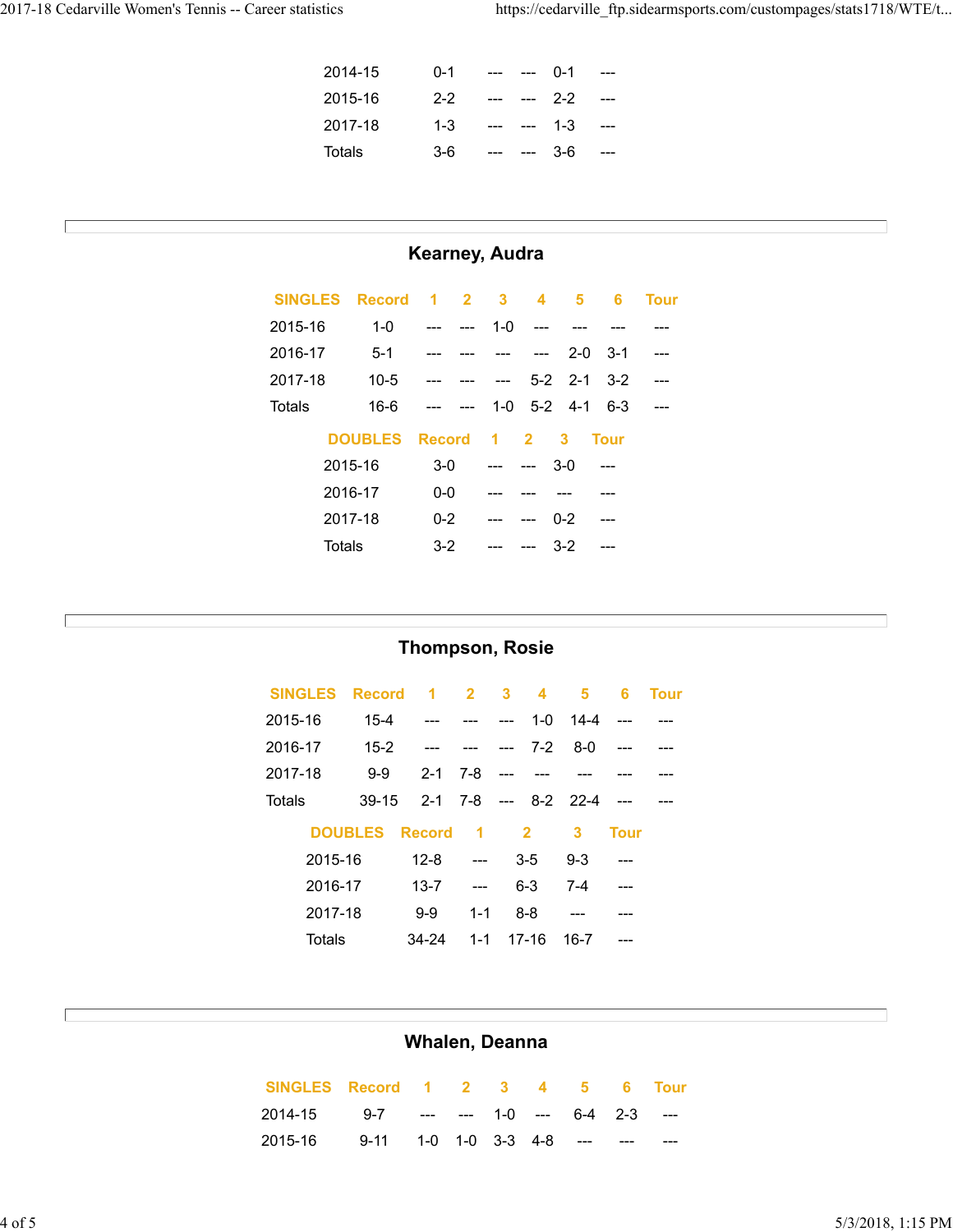| | Record | 1 | 2 | 3 | Tour |
|---|---|---|---|---|---|
| 2014-15 | 0-1 | --- | --- | 0-1 | --- |
| 2015-16 | 2-2 | --- | --- | 2-2 | --- |
| 2017-18 | 1-3 | --- | --- | 1-3 | --- |
| Totals | 3-6 | --- | --- | 3-6 | --- |

## Kearney, Audra

| SINGLES | Record | 1 | 2 | 3 | 4 | 5 | 6 | Tour |
|---|---|---|---|---|---|---|---|---|
| 2015-16 | 1-0 | --- | --- | 1-0 | --- | --- | --- | --- |
| 2016-17 | 5-1 | --- | --- | --- | --- | 2-0 | 3-1 | --- |
| 2017-18 | 10-5 | --- | --- | --- | 5-2 | 2-1 | 3-2 | --- |
| Totals | 16-6 | --- | --- | 1-0 | 5-2 | 4-1 | 6-3 | --- |

| DOUBLES | Record | 1 | 2 | 3 | Tour |
|---|---|---|---|---|---|
| 2015-16 | 3-0 | --- | --- | 3-0 | --- |
| 2016-17 | 0-0 | --- | --- | --- | --- |
| 2017-18 | 0-2 | --- | --- | 0-2 | --- |
| Totals | 3-2 | --- | --- | 3-2 | --- |

## Thompson, Rosie

| SINGLES | Record | 1 | 2 | 3 | 4 | 5 | 6 | Tour |
|---|---|---|---|---|---|---|---|---|
| 2015-16 | 15-4 | --- | --- | --- | 1-0 | 14-4 | --- | --- |
| 2016-17 | 15-2 | --- | --- | --- | 7-2 | 8-0 | --- | --- |
| 2017-18 | 9-9 | 2-1 | 7-8 | --- | --- | --- | --- | --- |
| Totals | 39-15 | 2-1 | 7-8 | --- | 8-2 | 22-4 | --- | --- |

| DOUBLES | Record | 1 | 2 | 3 | Tour |
|---|---|---|---|---|---|
| 2015-16 | 12-8 | --- | 3-5 | 9-3 | --- |
| 2016-17 | 13-7 | --- | 6-3 | 7-4 | --- |
| 2017-18 | 9-9 | 1-1 | 8-8 | --- | --- |
| Totals | 34-24 | 1-1 | 17-16 | 16-7 | --- |

## Whalen, Deanna

| SINGLES | Record | 1 | 2 | 3 | 4 | 5 | 6 | Tour |
|---|---|---|---|---|---|---|---|---|
| 2014-15 | 9-7 | --- | --- | 1-0 | --- | 6-4 | 2-3 | --- |
| 2015-16 | 9-11 | 1-0 | 1-0 | 3-3 | 4-8 | --- | --- | --- |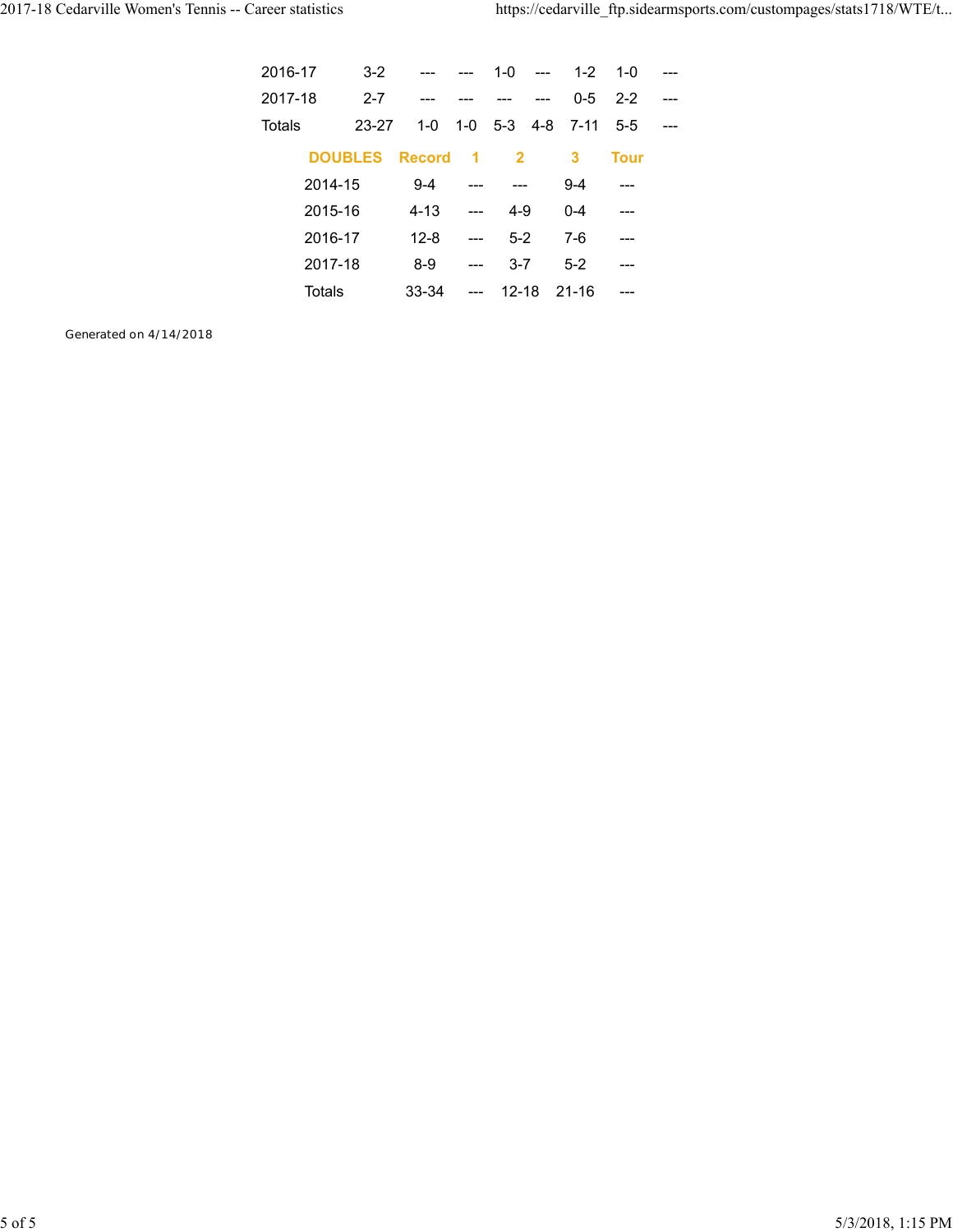| | | | | | | | | |
|---|---|---|---|---|---|---|---|---|
| 2016-17 | 3-2 | --- | --- | 1-0 | --- | 1-2 | 1-0 | --- |
| 2017-18 | 2-7 | --- | --- | --- | --- | 0-5 | 2-2 | --- |
| Totals | 23-27 | 1-0 | 1-0 | 5-3 | 4-8 | 7-11 | 5-5 | --- |

| DOUBLES | Record | 1 | 2 | 3 | Tour |
|---|---|---|---|---|---|
| 2014-15 | 9-4 | --- | --- | 9-4 | --- |
| 2015-16 | 4-13 | --- | 4-9 | 0-4 | --- |
| 2016-17 | 12-8 | --- | 5-2 | 7-6 | --- |
| 2017-18 | 8-9 | --- | 3-7 | 5-2 | --- |
| Totals | 33-34 | --- | 12-18 | 21-16 | --- |

Generated on 4/14/2018